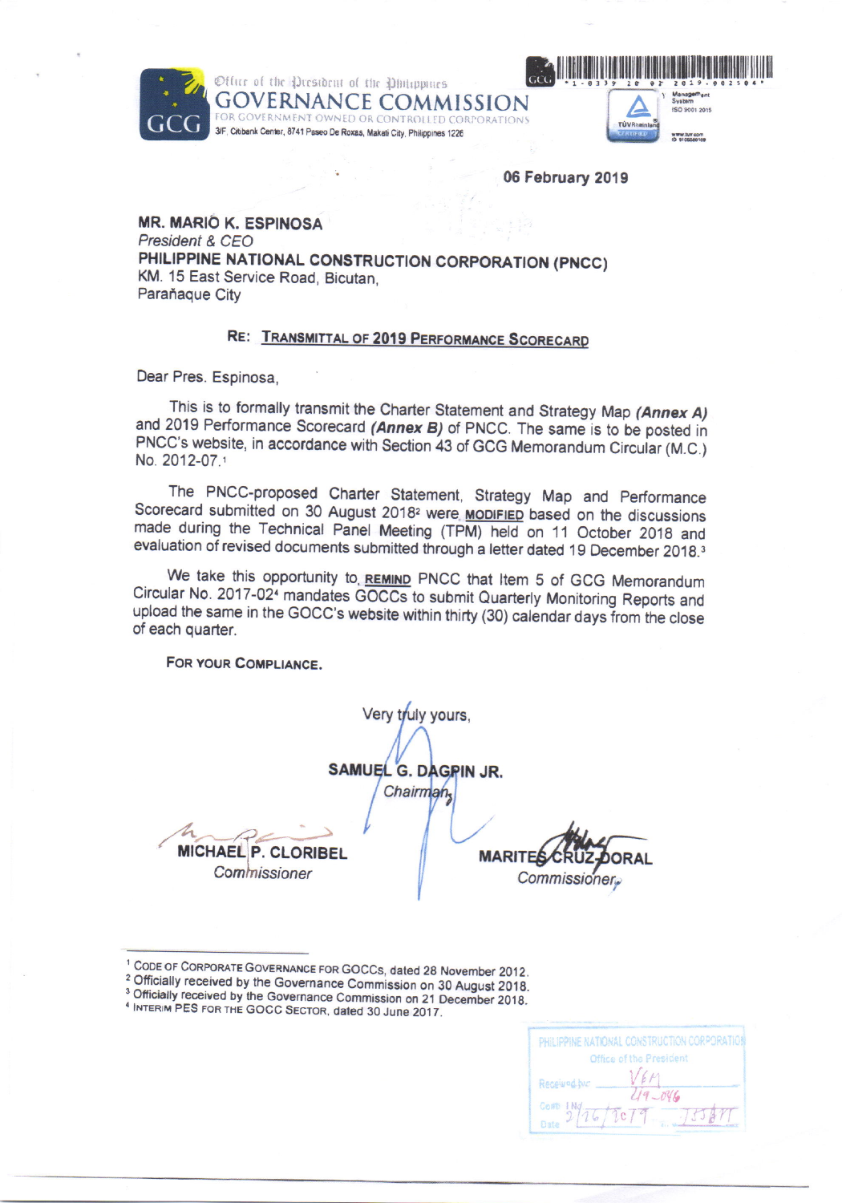Office of the President of the Philippines
**GOVERNANCE COMMISSION**
FOR GOVERNMENT OWNED OR CONTROLLED CORPORATIONS
3/F, Citibank Center, 8741 Paseo De Roxas, Makati City, Philippines 1226

**06 February 2019**

**MR. MARIO K. ESPINOSA**
*President & CEO*
**PHILIPPINE NATIONAL CONSTRUCTION CORPORATION (PNCC)**
KM. 15 East Service Road, Bicutan,
Parañaque City

**RE: TRANSMITTAL OF 2019 PERFORMANCE SCORECARD**

Dear Pres. Espinosa,

This is to formally transmit the Charter Statement and Strategy Map ***(Annex A)*** and 2019 Performance Scorecard ***(Annex B)*** of PNCC. The same is to be posted in PNCC's website, in accordance with Section 43 of GCG Memorandum Circular (M.C.) No. 2012-07.[1]

The PNCC-proposed Charter Statement, Strategy Map and Performance Scorecard submitted on 30 August 2018[2] were **MODIFIED** based on the discussions made during the Technical Panel Meeting (TPM) held on 11 October 2018 and evaluation of revised documents submitted through a letter dated 19 December 2018.[3]

We take this opportunity to **REMIND** PNCC that Item 5 of GCG Memorandum Circular No. 2017-02[4] mandates GOCCs to submit Quarterly Monitoring Reports and upload the same in the GOCC's website within thirty (30) calendar days from the close of each quarter.

**FOR YOUR COMPLIANCE.**

Very truly yours,

**SAMUEL G. DAGPIN JR.**
*Chairman*

**MICHAEL P. CLORIBEL**
*Commissioner*

**MARITES CRUZ-DORAL**
*Commissioner*

---

[1] CODE OF CORPORATE GOVERNANCE FOR GOCCs, dated 28 November 2012.
[2] Officially received by the Governance Commission on 30 August 2018.
[3] Officially received by the Governance Commission on 21 December 2018.
[4] INTERIM PES FOR THE GOCC SECTOR, dated 30 June 2017.

PHILIPPINE NATIONAL CONSTRUCTION CORPORATION
Office of the President
Received by: VEM
Contr. No.: 19-046
Date: 2/26/2019 1:55 PM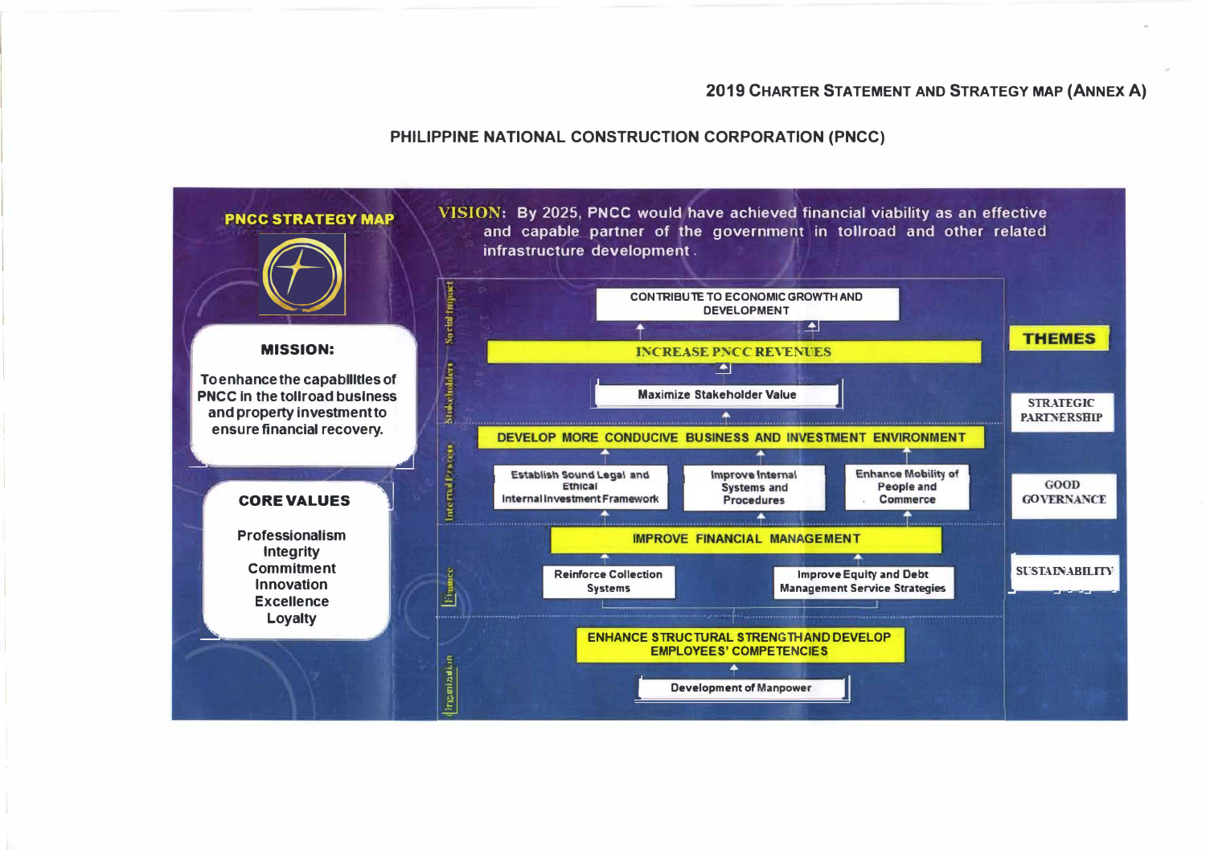## 2019 Charter Statement and Strategy Map (Annex A)

## PHILIPPINE NATIONAL CONSTRUCTION CORPORATION (PNCC)

### PNCC STRATEGY MAP

**VISION:** By 2025, PNCC would have achieved financial viability as an effective and capable partner of the government in tollroad and other related infrastructure development.

**MISSION:**

To enhance the capabilities of PNCC in the tollroad business and property investment to ensure financial recovery.

**CORE VALUES**

Professionalism
Integrity
Commitment
Innovation
Excellence
Loyalty

**Social Impact**

- CONTRIBUTE TO ECONOMIC GROWTH AND DEVELOPMENT

**Stakeholders**

- INCREASE PNCC REVENUES
- Maximize Stakeholder Value

**Internal Process**

- DEVELOP MORE CONDUCIVE BUSINESS AND INVESTMENT ENVIRONMENT
- Establish Sound Legal and Ethical Internal Investment Framework
- Improve Internal Systems and Procedures
- Enhance Mobility of People and Commerce

**Finance**

- IMPROVE FINANCIAL MANAGEMENT
- Reinforce Collection Systems
- Improve Equity and Debt Management Service Strategies

**Organization**

- ENHANCE STRUCTURAL STRENGTH AND DEVELOP EMPLOYEES' COMPETENCIES
- Development of Manpower

**THEMES**

- STRATEGIC PARTNERSHIP
- GOOD GOVERNANCE
- SUSTAINABILITY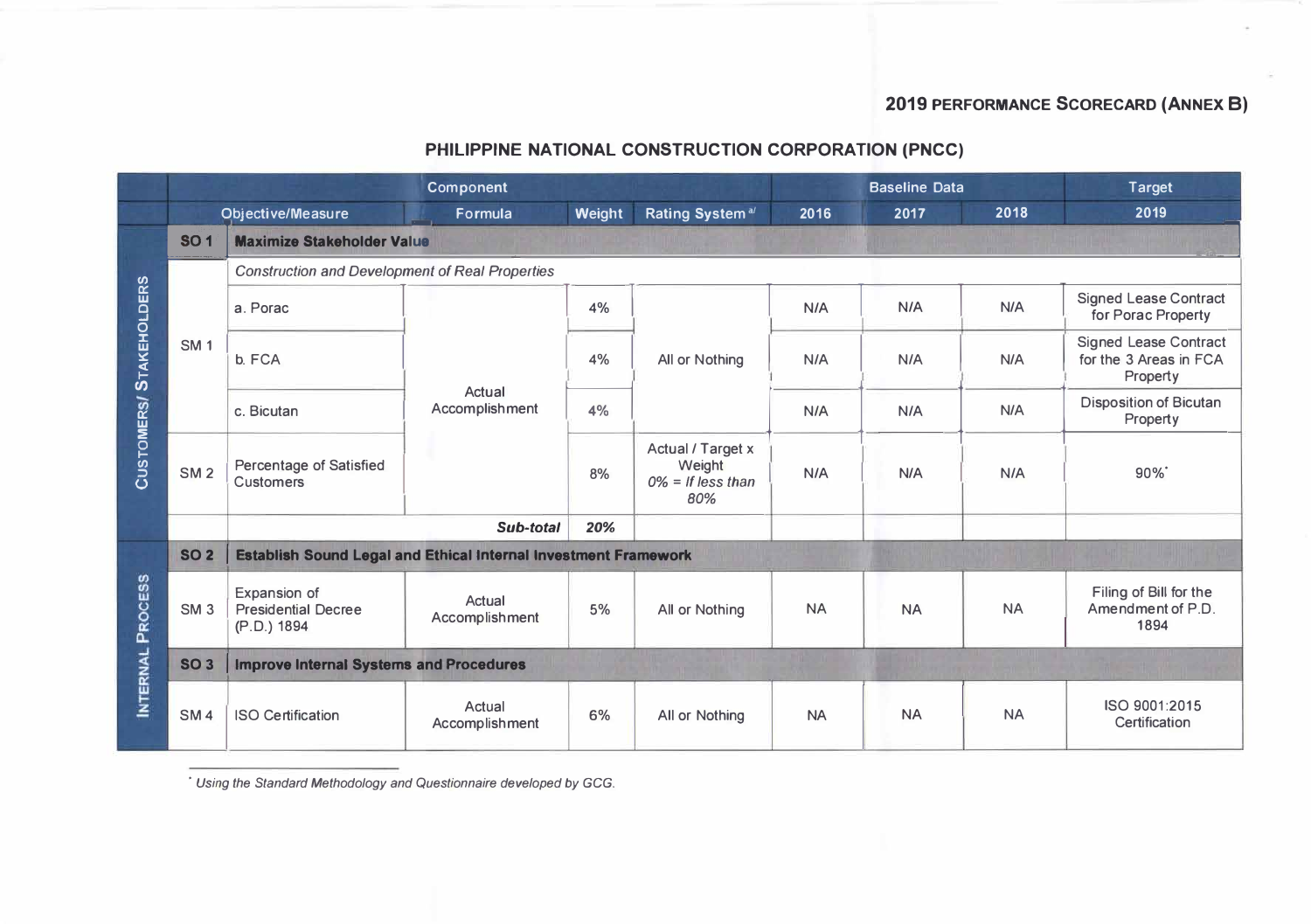## 2019 PERFORMANCE SCORECARD (ANNEX B)

### PHILIPPINE NATIONAL CONSTRUCTION CORPORATION (PNCC)

| | Component | | | | | Baseline Data | | | Target |
|---|---|---|---|---|---|---|---|---|---|
| | Objective/Measure | | Formula | Weight | Rating System [a/] | 2016 | 2017 | 2018 | 2019 |
| CUSTOMERS/ STAKEHOLDERS | **SO 1** | **Maximize Stakeholder Value** | | | | | | | |
| | SM 1 | *Construction and Development of Real Properties* | | | | | | | |
| | | a. Porac | Actual Accomplishment | 4% | All or Nothing | N/A | N/A | N/A | Signed Lease Contract for Porac Property |
| | | b. FCA | | 4% | | N/A | N/A | N/A | Signed Lease Contract for the 3 Areas in FCA Property |
| | | c. Bicutan | | 4% | | N/A | N/A | N/A | Disposition of Bicutan Property |
| | SM 2 | Percentage of Satisfied Customers | | 8% | Actual / Target x Weight *0% = If less than 80%* | N/A | N/A | N/A | 90%* |
| | | | ***Sub-total*** | ***20%*** | | | | | |
| INTERNAL PROCESS | **SO 2** | **Establish Sound Legal and Ethical Internal Investment Framework** | | | | | | | |
| | SM 3 | Expansion of Presidential Decree (P.D.) 1894 | Actual Accomplishment | 5% | All or Nothing | NA | NA | NA | Filing of Bill for the Amendment of P.D. 1894 |
| | **SO 3** | **Improve Internal Systems and Procedures** | | | | | | | |
| | SM 4 | ISO Certification | Actual Accomplishment | 6% | All or Nothing | NA | NA | NA | ISO 9001:2015 Certification |

*\* Using the Standard Methodology and Questionnaire developed by GCG.*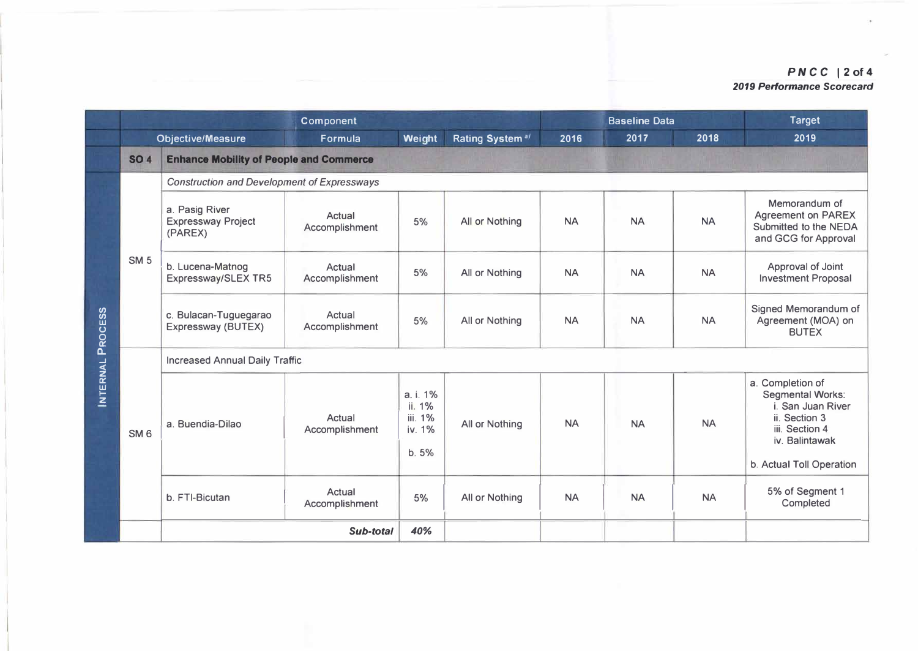| | | Component | | | | Baseline Data | | | Target |
|---|---|---|---|---|---|---|---|---|---|
| | Objective/Measure | | Formula | Weight | Rating System [a/] | 2016 | 2017 | 2018 | 2019 |
| | **SO 4** | **Enhance Mobility of People and Commerce** | | | | | | | |
| INTERNAL PROCESS | SM 5 | *Construction and Development of Expressways* | | | | | | | |
| | | a. Pasig River Expressway Project (PAREX) | Actual Accomplishment | 5% | All or Nothing | NA | NA | NA | Memorandum of Agreement on PAREX Submitted to the NEDA and GCG for Approval |
| | | b. Lucena-Matnog Expressway/SLEX TR5 | Actual Accomplishment | 5% | All or Nothing | NA | NA | NA | Approval of Joint Investment Proposal |
| | | c. Bulacan-Tuguegarao Expressway (BUTEX) | Actual Accomplishment | 5% | All or Nothing | NA | NA | NA | Signed Memorandum of Agreement (MOA) on BUTEX |
| | SM 6 | Increased Annual Daily Traffic | | | | | | | |
| | | a. Buendia-Dilao | Actual Accomplishment | a. i. 1%<br>ii. 1%<br>iii. 1%<br>iv. 1%<br>b. 5% | All or Nothing | NA | NA | NA | a. Completion of Segmental Works:<br>i. San Juan River<br>ii. Section 3<br>iii. Section 4<br>iv. Balintawak<br>b. Actual Toll Operation |
| | | b. FTI-Bicutan | Actual Accomplishment | 5% | All or Nothing | NA | NA | NA | 5% of Segment 1 Completed |
| | | | ***Sub-total*** | ***40%*** | | | | | |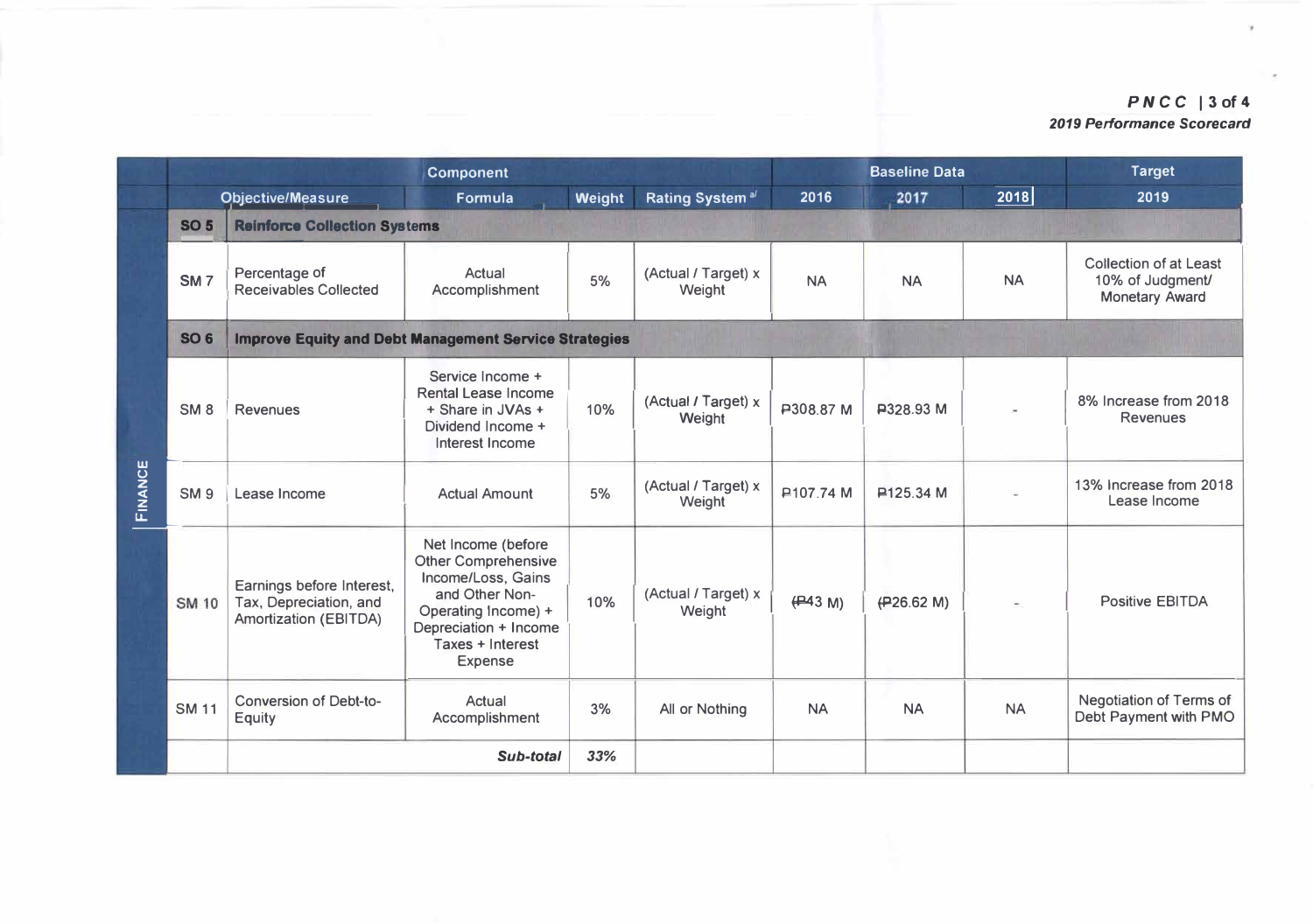*PNCC*
*2019 Performance Scorecard*

| | Component | | | | | Baseline Data | | | Target |
|---|---|---|---|---|---|---|---|---|---|
| | Objective/Measure | | Formula | Weight | Rating System [a] | 2016 | 2017 | 2018 | 2019 |
| FINANCE | **SO 5** | **Reinforce Collection Systems** | | | | | | | |
| | SM 7 | Percentage of Receivables Collected | Actual Accomplishment | 5% | (Actual / Target) x Weight | NA | NA | NA | Collection of at Least 10% of Judgment/ Monetary Award |
| | **SO 6** | **Improve Equity and Debt Management Service Strategies** | | | | | | | |
| | SM 8 | Revenues | Service Income + Rental Lease Income + Share in JVAs + Dividend Income + Interest Income | 10% | (Actual / Target) x Weight | ₱308.87 M | ₱328.93 M | - | 8% Increase from 2018 Revenues |
| | SM 9 | Lease Income | Actual Amount | 5% | (Actual / Target) x Weight | ₱107.74 M | ₱125.34 M | - | 13% Increase from 2018 Lease Income |
| | SM 10 | Earnings before Interest, Tax, Depreciation, and Amortization (EBITDA) | Net Income (before Other Comprehensive Income/Loss, Gains and Other Non-Operating Income) + Depreciation + Income Taxes + Interest Expense | 10% | (Actual / Target) x Weight | (₱43 M) | (₱26.62 M) | - | Positive EBITDA |
| | SM 11 | Conversion of Debt-to-Equity | Actual Accomplishment | 3% | All or Nothing | NA | NA | NA | Negotiation of Terms of Debt Payment with PMO |
| | | | ***Sub-total*** | ***33%*** | | | | | |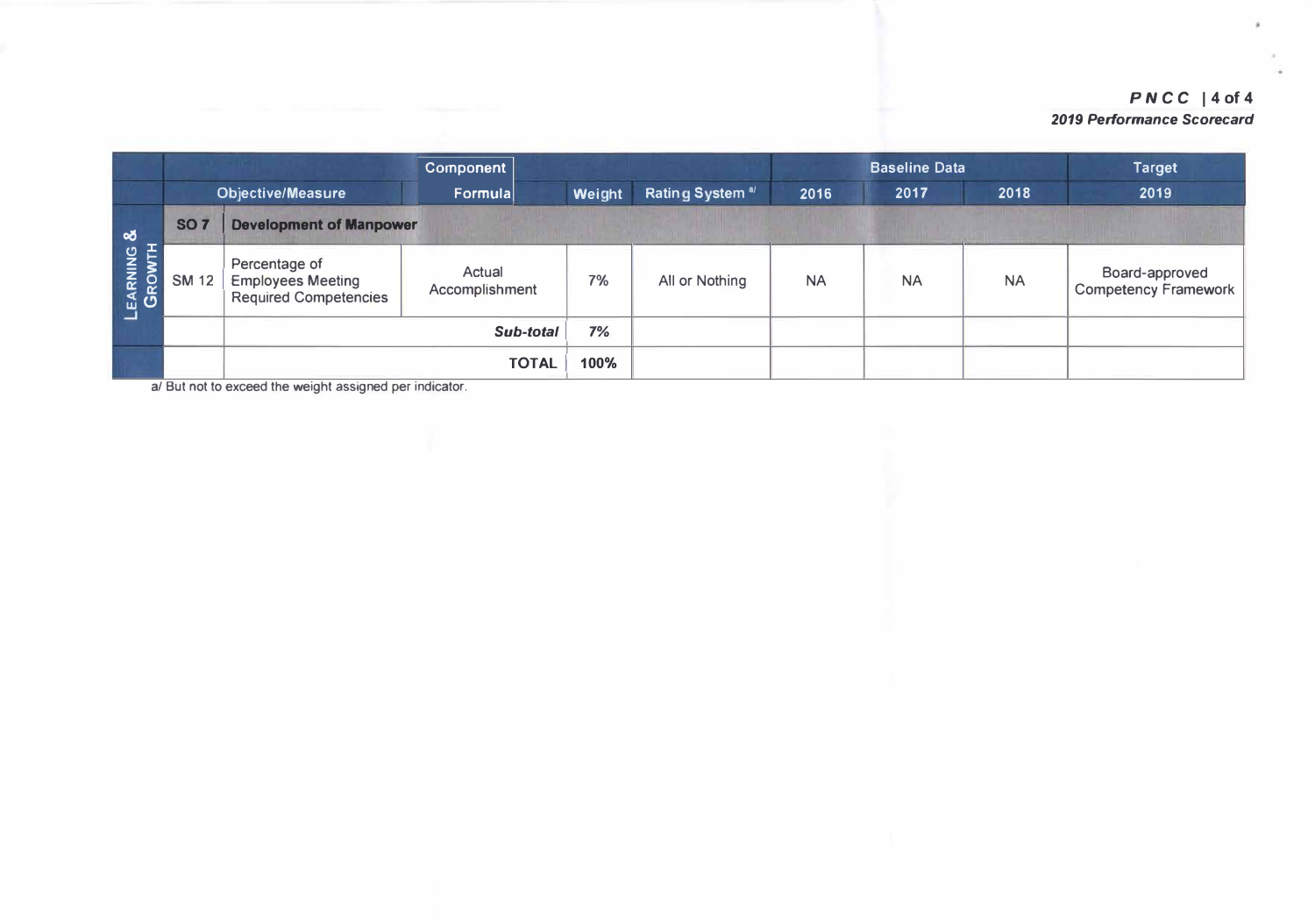| | Objective/Measure | | Component | | | Baseline Data | | | Target |
|---|---|---|---|---|---|---|---|---|---|
| | | | Formula | Weight | Rating System [a/] | 2016 | 2017 | 2018 | 2019 |
| LEARNING & GROWTH | SO 7 | Development of Manpower | | | | | | | |
| | SM 12 | Percentage of Employees Meeting Required Competencies | Actual Accomplishment | 7% | All or Nothing | NA | NA | NA | Board-approved Competency Framework |
| | | ***Sub-total*** | | ***7%*** | | | | | |
| | | **TOTAL** | | **100%** | | | | | |

a/ But not to exceed the weight assigned per indicator.